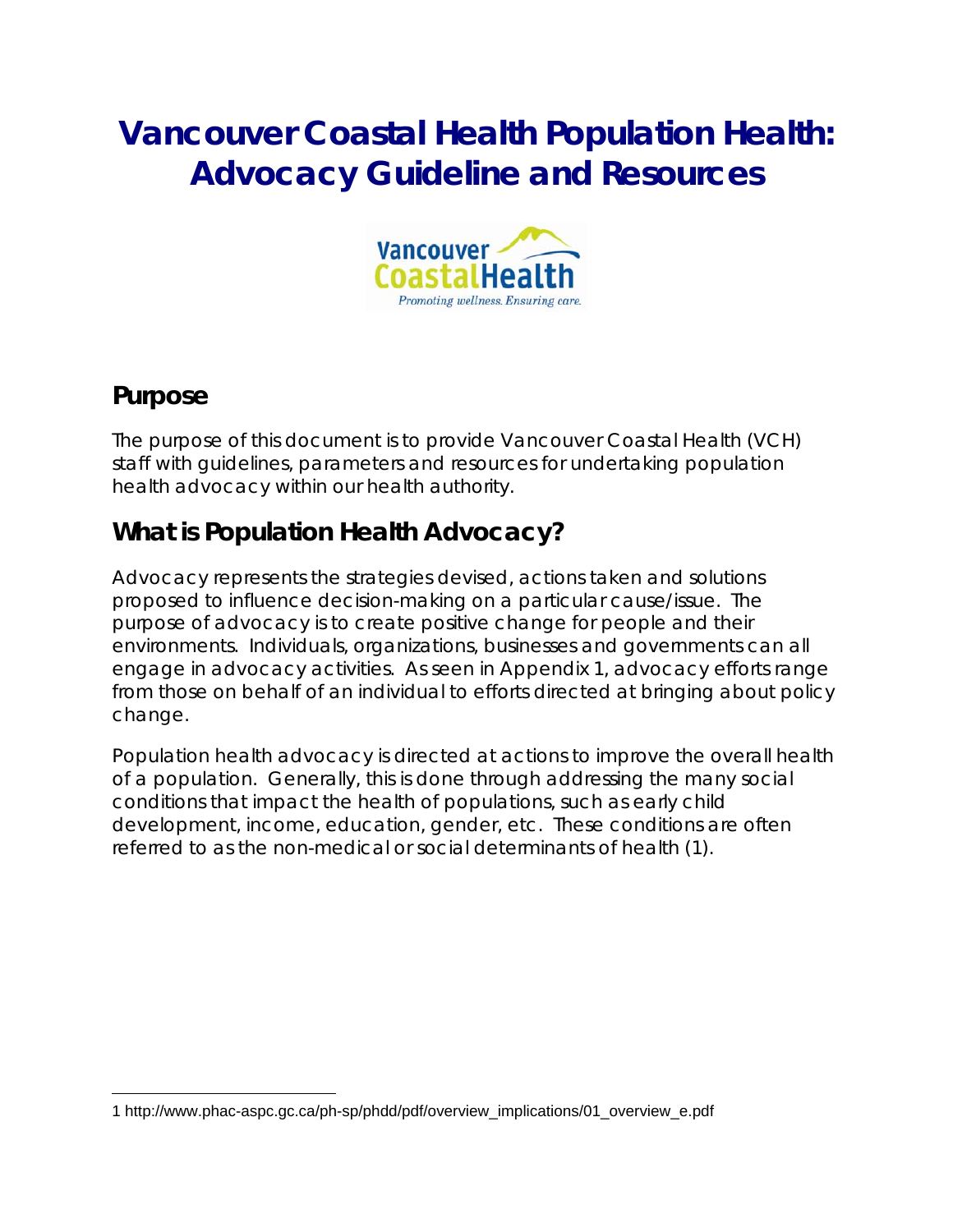# Vancouver Coastal Health Population Health: Advocacy Guideline and Resources

## Purpose

The purpose of this document is to provide Vancouver Coastal Health (VCH) staff with guidelines, parameters and resources for undertaking population health advocacy within our health authority.

## What is Population Health Advocacy?

Advocacy represents the strategies devised, actions taken and solutions proposed to influence decision-making on a particular cause/issue. The purpose of advocacy is to create positive change for people and their environments. Individuals, organizations, businesses and governments can all engage in advocacy activities. As seen in Appendix 1, advocacy efforts range from those on behalf of an individual to efforts directed at bringing about policy change.

Population health advocacy is directed at actions to improve the overall health of a population. Generally, this is done through addressing the many social conditions that impact the health of populations, such as early child development, income, education, gender, etc. These conditions are often referred to as the non-medical or social determinants of health (1).

1 http://www.phac-aspc.gc.ca/ph-sp/phdd/pdf/overview_implications/01_overview_e.pdf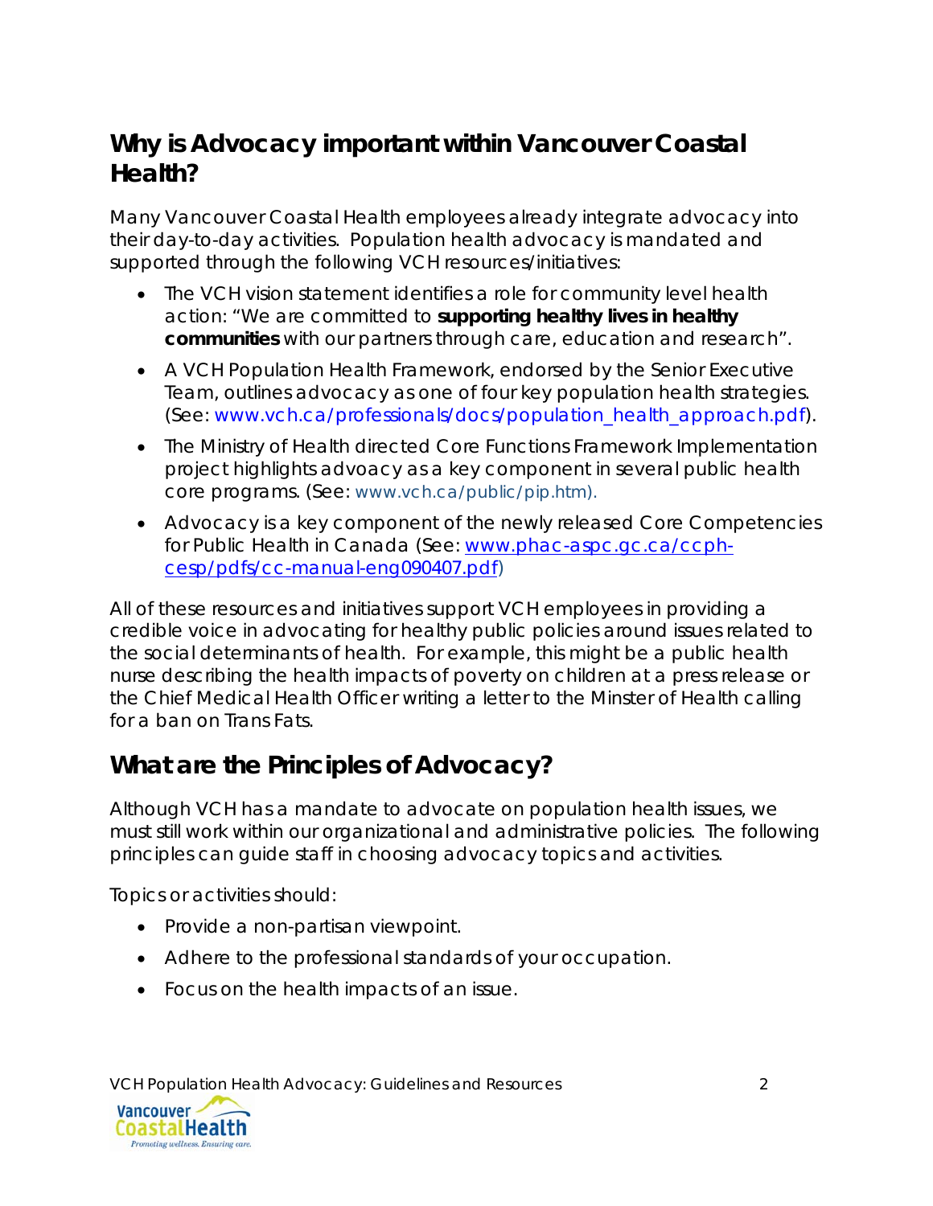## Why is Advocacy important within Vancouver Coastal Health?

Many Vancouver Coastal Health employees already integrate advocacy into their day-to-day activities. Population health advocacy is mandated and supported through the following VCH resources/initiatives:

- The VCH vision statement identifies a role for community level health action: "We are committed to **supporting healthy lives in healthy communities** with our partners through care, education and research".
- A VCH Population Health Framework, endorsed by the Senior Executive Team, outlines advocacy as one of four key population health strategies. (See: www.vch.ca/professionals/docs/population_health_approach.pdf).
- The Ministry of Health directed Core Functions Framework Implementation project highlights advoacy as a key component in several public health core programs. (See: www.vch.ca/public/pip.htm).
- Advocacy is a key component of the newly released Core Competencies for Public Health in Canada (See: www.phac-aspc.gc.ca/ccph-cesp/pdfs/cc-manual-eng090407.pdf)

All of these resources and initiatives support VCH employees in providing a credible voice in advocating for healthy public policies around issues related to the social determinants of health. For example, this might be a public health nurse describing the health impacts of poverty on children at a press release or the Chief Medical Health Officer writing a letter to the Minster of Health calling for a ban on Trans Fats.

## What are the Principles of Advocacy?

Although VCH has a mandate to advocate on population health issues, we must still work within our organizational and administrative policies. The following principles can guide staff in choosing advocacy topics and activities.

Topics or activities should:

- Provide a non-partisan viewpoint.
- Adhere to the professional standards of your occupation.
- Focus on the health impacts of an issue.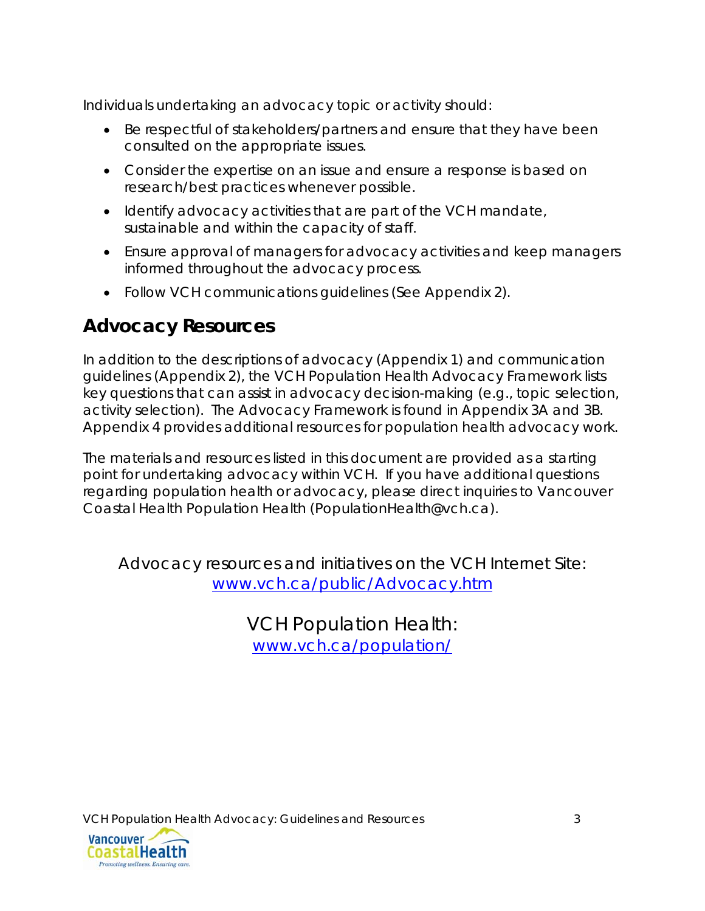Individuals undertaking an advocacy topic or activity should:

- Be respectful of stakeholders/partners and ensure that they have been consulted on the appropriate issues.
- Consider the expertise on an issue and ensure a response is based on research/best practices whenever possible.
- Identify advocacy activities that are part of the VCH mandate, sustainable and within the capacity of staff.
- Ensure approval of managers for advocacy activities and keep managers informed throughout the advocacy process.
- Follow VCH communications guidelines (See Appendix 2).

## Advocacy Resources

In addition to the descriptions of advocacy (Appendix 1) and communication guidelines (Appendix 2), the VCH Population Health Advocacy Framework lists key questions that can assist in advocacy decision-making (e.g., topic selection, activity selection). The Advocacy Framework is found in Appendix 3A and 3B. Appendix 4 provides additional resources for population health advocacy work.

The materials and resources listed in this document are provided as a starting point for undertaking advocacy within VCH. If you have additional questions regarding population health or advocacy, please direct inquiries to Vancouver Coastal Health Population Health (PopulationHealth@vch.ca).

Advocacy resources and initiatives on the VCH Internet Site:
[www.vch.ca/public/Advocacy.htm](www.vch.ca/public/Advocacy.htm)

VCH Population Health:
[www.vch.ca/population/](www.vch.ca/population/)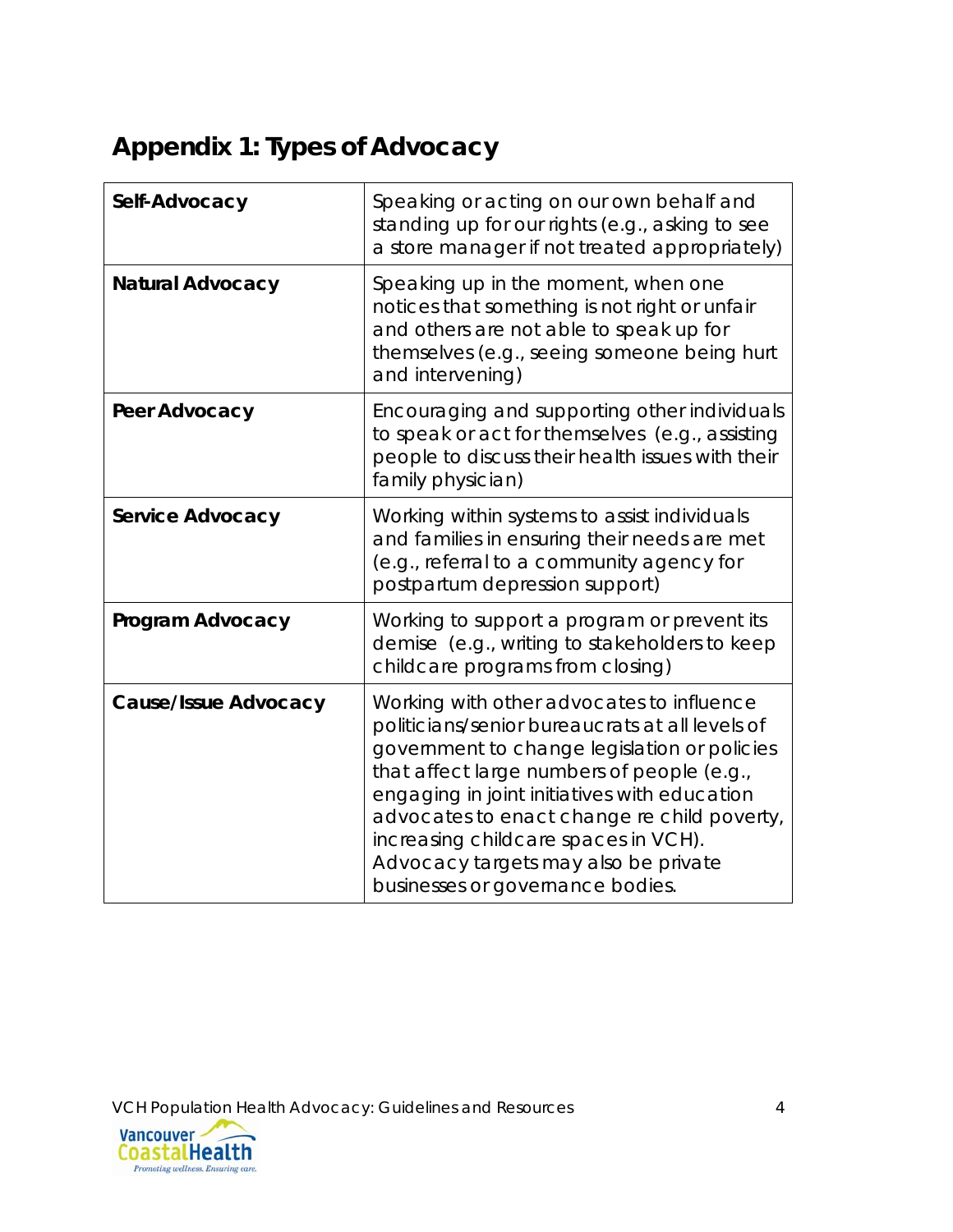# Appendix 1: Types of Advocacy

| | |
|---|---|
| **Self-Advocacy** | Speaking or acting on our own behalf and standing up for our rights (e.g., asking to see a store manager if not treated appropriately) |
| **Natural Advocacy** | Speaking up in the moment, when one notices that something is not right or unfair and others are not able to speak up for themselves (e.g., seeing someone being hurt and intervening) |
| **Peer Advocacy** | Encouraging and supporting other individuals to speak or act for themselves (e.g., assisting people to discuss their health issues with their family physician) |
| **Service Advocacy** | Working within systems to assist individuals and families in ensuring their needs are met (e.g., referral to a community agency for postpartum depression support) |
| **Program Advocacy** | Working to support a program or prevent its demise (e.g., writing to stakeholders to keep childcare programs from closing) |
| **Cause/Issue Advocacy** | Working with other advocates to influence politicians/senior bureaucrats at all levels of government to change legislation or policies that affect large numbers of people (e.g., engaging in joint initiatives with education advocates to enact change re child poverty, increasing childcare spaces in VCH). Advocacy targets may also be private businesses or governance bodies. |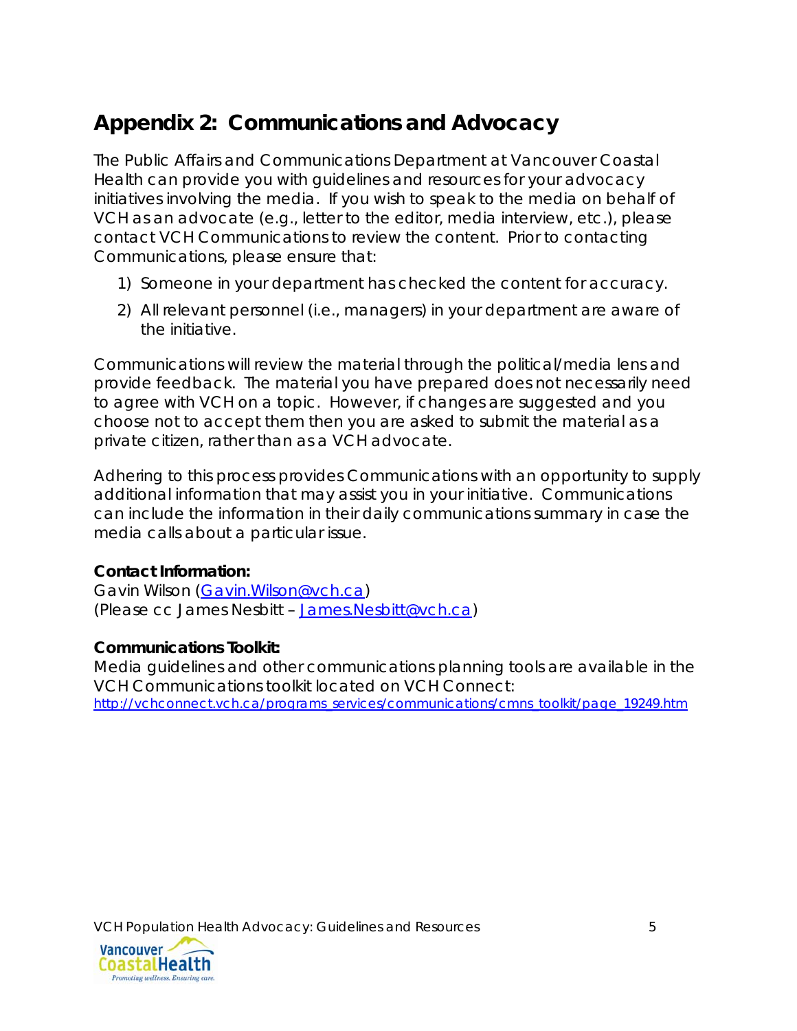## Appendix 2: Communications and Advocacy

The Public Affairs and Communications Department at Vancouver Coastal Health can provide you with guidelines and resources for your advocacy initiatives involving the media. If you wish to speak to the media on behalf of VCH as an advocate (e.g., letter to the editor, media interview, etc.), please contact VCH Communications to review the content. Prior to contacting Communications, please ensure that:

1) Someone in your department has checked the content for accuracy.
2) All relevant personnel (i.e., managers) in your department are aware of the initiative.

Communications will review the material through the political/media lens and provide feedback. The material you have prepared does not necessarily need to agree with VCH on a topic. However, if changes are suggested and you choose not to accept them then you are asked to submit the material as a private citizen, rather than as a VCH advocate.

Adhering to this process provides Communications with an opportunity to supply additional information that may assist you in your initiative. Communications can include the information in their daily communications summary in case the media calls about a particular issue.

**Contact Information:**
Gavin Wilson (Gavin.Wilson@vch.ca)
(Please cc James Nesbitt – James.Nesbitt@vch.ca)

**Communications Toolkit:**
Media guidelines and other communications planning tools are available in the VCH Communications toolkit located on VCH Connect:
http://vchconnect.vch.ca/programs_services/communications/cmns_toolkit/page_19249.htm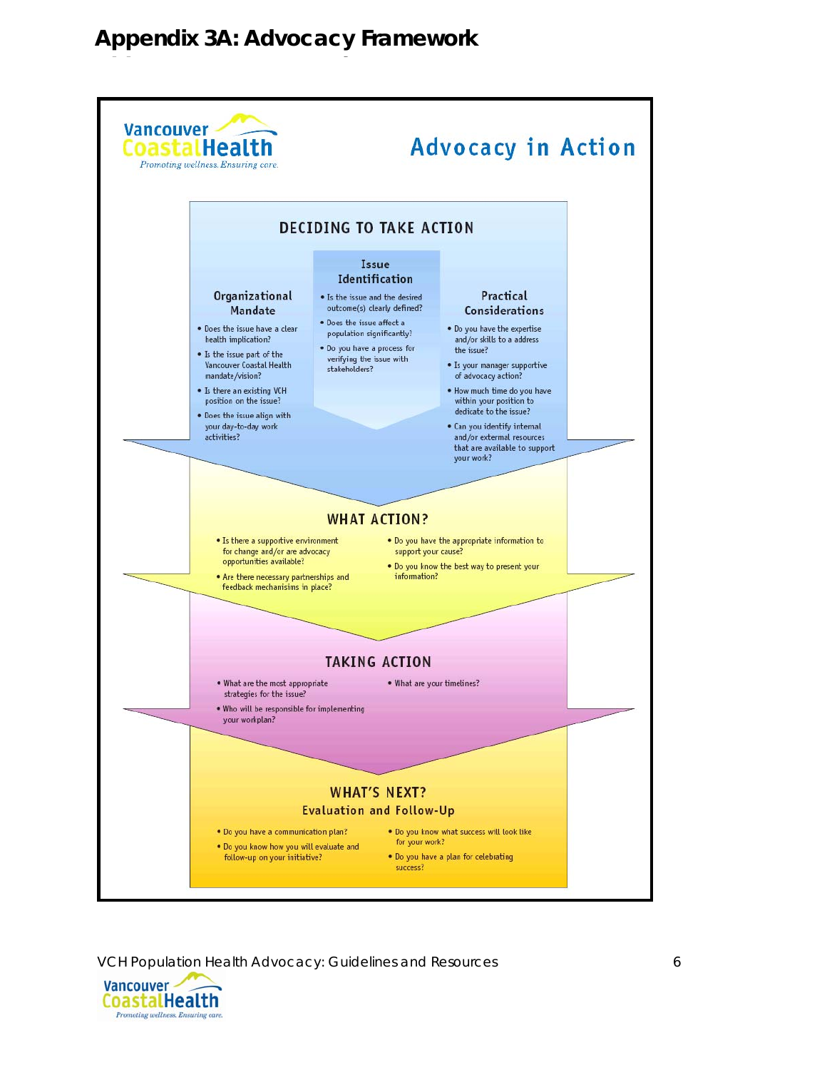# Appendix 3A: Advocacy Framework

Vancouver Coastal Health
*Promoting wellness. Ensuring care.*

## Advocacy in Action

### DECIDING TO TAKE ACTION

#### Organizational Mandate

- Does the issue have a clear health implication?
- Is the issue part of the Vancouver Coastal Health mandate/vision?
- Is there an existing VCH position on the issue?
- Does the issue align with your day-to-day work activities?

#### Issue Identification

- Is the issue and the desired outcome(s) clearly defined?
- Does the issue affect a population significantly?
- Do you have a process for verifying the issue with stakeholders?

#### Practical Considerations

- Do you have the expertise and/or skills to a address the issue?
- Is your manager supportive of advocacy action?
- How much time do you have within your position to dedicate to the issue?
- Can you identify internal and/or external resources that are available to support your work?

### WHAT ACTION?

- Is there a supportive environment for change and/or are advocacy opportunities available?
- Are there necessary partnerships and feedback mechanisims in place?
- Do you have the appropriate information to support your cause?
- Do you know the best way to present your information?

### TAKING ACTION

- What are the most appropriate strategies for the issue?
- Who will be responsible for implementing your workplan?
- What are your timelines?

### WHAT'S NEXT?

#### Evaluation and Follow-Up

- Do you have a communication plan?
- Do you know how you will evaluate and follow-up on your initiative?
- Do you know what success will look like for your work?
- Do you have a plan for celebrating success?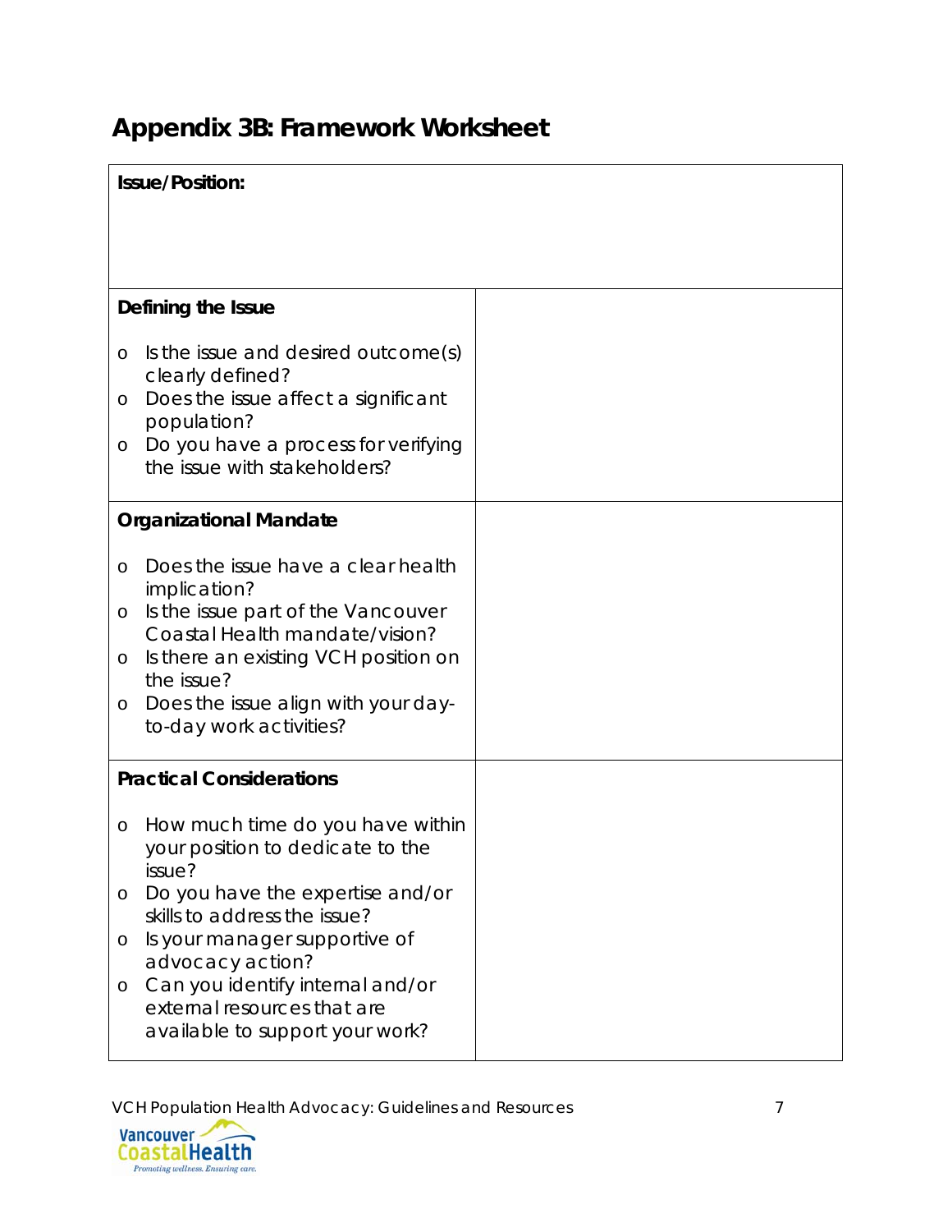# Appendix 3B: Framework Worksheet

| **Issue/Position:** | |
|---|---|
| **Defining the Issue**<br><br>o Is the issue and desired outcome(s) clearly defined?<br>o Does the issue affect a significant population?<br>o Do you have a process for verifying the issue with stakeholders? | |
| **Organizational Mandate**<br><br>o Does the issue have a clear health implication?<br>o Is the issue part of the Vancouver Coastal Health mandate/vision?<br>o Is there an existing VCH position on the issue?<br>o Does the issue align with your day-to-day work activities? | |
| **Practical Considerations**<br><br>o How much time do you have within your position to dedicate to the issue?<br>o Do you have the expertise and/or skills to address the issue?<br>o Is your manager supportive of advocacy action?<br>o Can you identify internal and/or external resources that are available to support your work? | |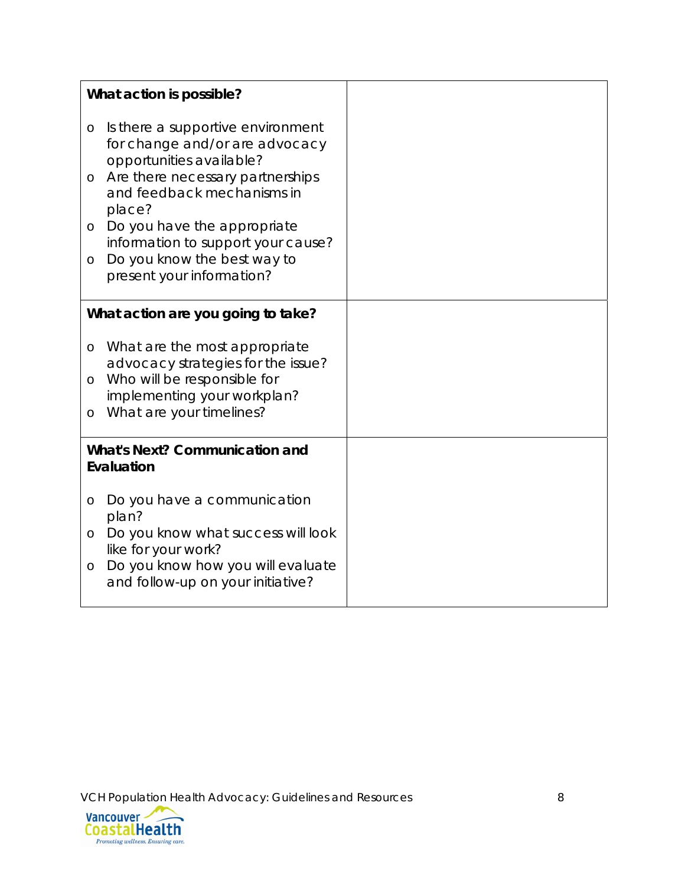| What action is possible?<br><br>- Is there a supportive environment for change and/or are advocacy opportunities available?<br>- Are there necessary partnerships and feedback mechanisms in place?<br>- Do you have the appropriate information to support your cause?<br>- Do you know the best way to present your information? | |
|---|---|
| **What action are you going to take?**<br><br>- What are the most appropriate advocacy strategies for the issue?<br>- Who will be responsible for implementing your workplan?<br>- What are your timelines? | |
| **What's Next? Communication and Evaluation**<br><br>- Do you have a communication plan?<br>- Do you know what success will look like for your work?<br>- Do you know how you will evaluate and follow-up on your initiative? | |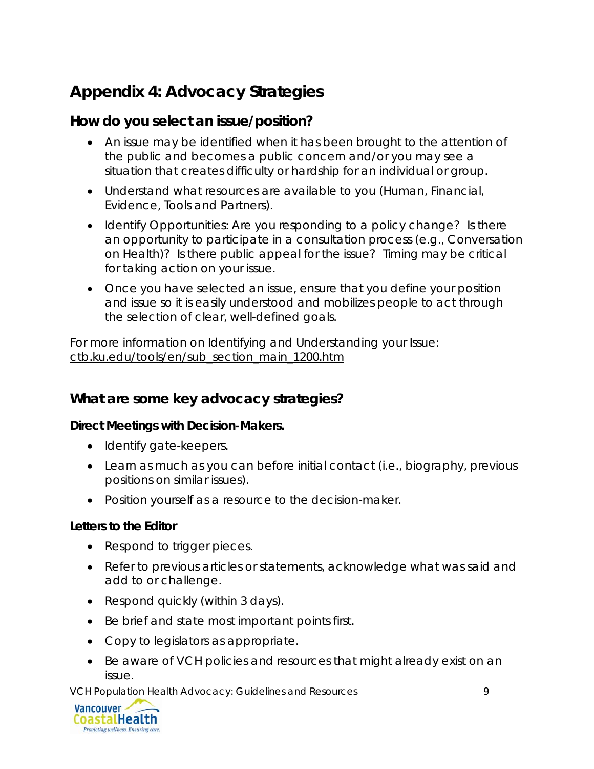# Appendix 4: Advocacy Strategies

## How do you select an issue/position?

- An issue may be identified when it has been brought to the attention of the public and becomes a public concern and/or you may see a situation that creates difficulty or hardship for an individual or group.
- Understand what resources are available to you (Human, Financial, Evidence, Tools and Partners).
- Identify Opportunities: Are you responding to a policy change? Is there an opportunity to participate in a consultation process (e.g., Conversation on Health)? Is there public appeal for the issue? Timing may be critical for taking action on your issue.
- Once you have selected an issue, ensure that you define your position and issue so it is easily understood and mobilizes people to act through the selection of clear, well-defined goals.

For more information on Identifying and Understanding your Issue: ctb.ku.edu/tools/en/sub_section_main_1200.htm

## What are some key advocacy strategies?

**Direct Meetings with Decision-Makers.**

- Identify gate-keepers.
- Learn as much as you can before initial contact (i.e., biography, previous positions on similar issues).
- Position yourself as a resource to the decision-maker.

**Letters to the Editor**

- Respond to trigger pieces.
- Refer to previous articles or statements, acknowledge what was said and add to or challenge.
- Respond quickly (within 3 days).
- Be brief and state most important points first.
- Copy to legislators as appropriate.
- Be aware of VCH policies and resources that might already exist on an issue.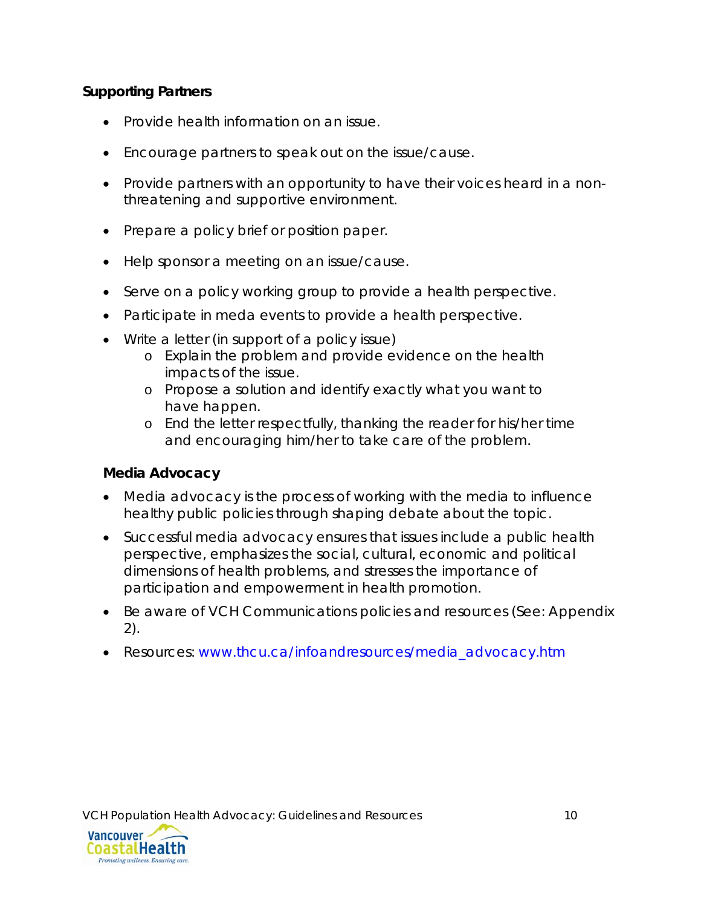**Supporting Partners**

- Provide health information on an issue.
- Encourage partners to speak out on the issue/cause.
- Provide partners with an opportunity to have their voices heard in a non-threatening and supportive environment.
- Prepare a policy brief or position paper.
- Help sponsor a meeting on an issue/cause.
- Serve on a policy working group to provide a health perspective.
- Participate in meda events to provide a health perspective.
- Write a letter (in support of a policy issue)
  - Explain the problem and provide evidence on the health impacts of the issue.
  - Propose a solution and identify exactly what you want to have happen.
  - End the letter respectfully, thanking the reader for his/her time and encouraging him/her to take care of the problem.

**Media Advocacy**

- Media advocacy is the process of working with the media to influence healthy public policies through shaping debate about the topic.
- Successful media advocacy ensures that issues include a public health perspective, emphasizes the social, cultural, economic and political dimensions of health problems, and stresses the importance of participation and empowerment in health promotion.
- Be aware of VCH Communications policies and resources (See: Appendix 2).
- Resources: www.thcu.ca/infoandresources/media_advocacy.htm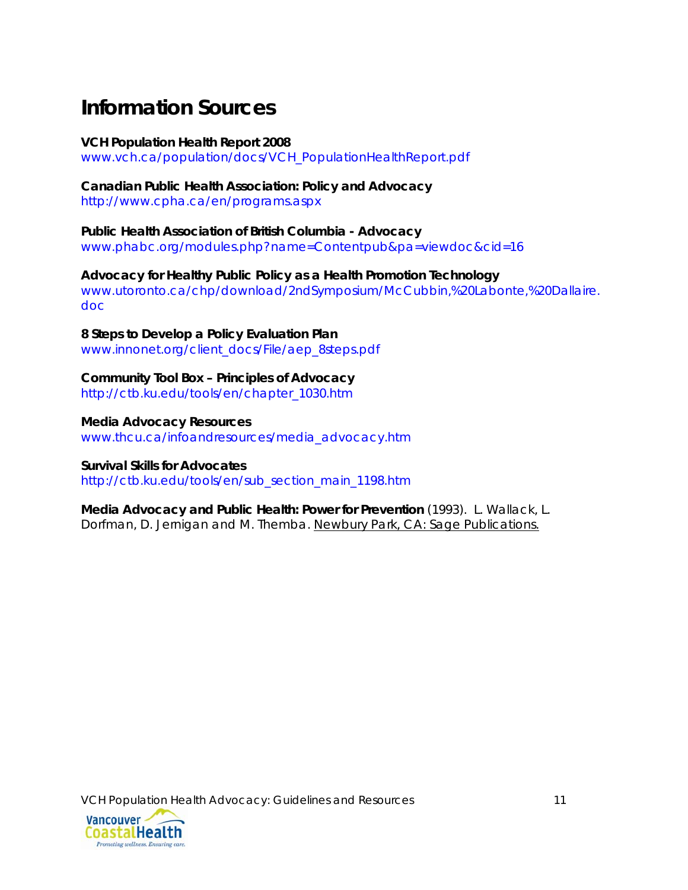# Information Sources

**VCH Population Health Report 2008**
www.vch.ca/population/docs/VCH_PopulationHealthReport.pdf

**Canadian Public Health Association: Policy and Advocacy**
http://www.cpha.ca/en/programs.aspx

**Public Health Association of British Columbia - Advocacy**
www.phabc.org/modules.php?name=Contentpub&pa=viewdoc&cid=16

**Advocacy for Healthy Public Policy as a Health Promotion Technology**
www.utoronto.ca/chp/download/2ndSymposium/McCubbin,%20Labonte,%20Dallaire.doc

**8 Steps to Develop a Policy Evaluation Plan**
www.innonet.org/client_docs/File/aep_8steps.pdf

**Community Tool Box – Principles of Advocacy**
http://ctb.ku.edu/tools/en/chapter_1030.htm

**Media Advocacy Resources**
www.thcu.ca/infoandresources/media_advocacy.htm

**Survival Skills for Advocates**
http://ctb.ku.edu/tools/en/sub_section_main_1198.htm

**Media Advocacy and Public Health: Power for Prevention** (1993). L. Wallack, L. Dorfman, D. Jernigan and M. Themba. Newbury Park, CA: Sage Publications.